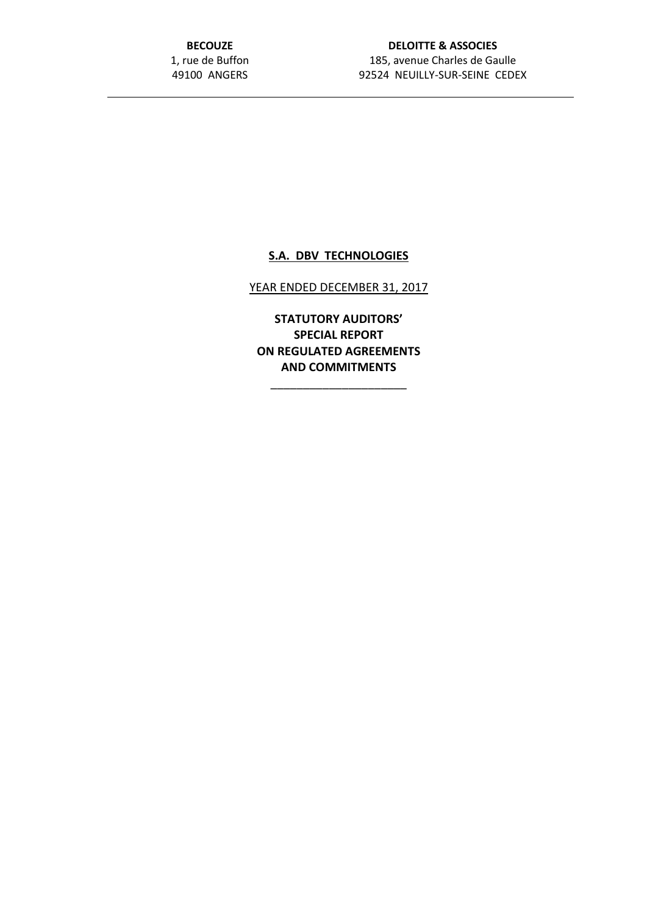**BECOUZE**
1, rue de Buffon
49100 ANGERS

**DELOITTE & ASSOCIES**
185, avenue Charles de Gaulle
92524 NEUILLY-SUR-SEINE CEDEX

---

# S.A. DBV TECHNOLOGIES

YEAR ENDED DECEMBER 31, 2017

**STATUTORY AUDITORS' SPECIAL REPORT ON REGULATED AGREEMENTS AND COMMITMENTS**

---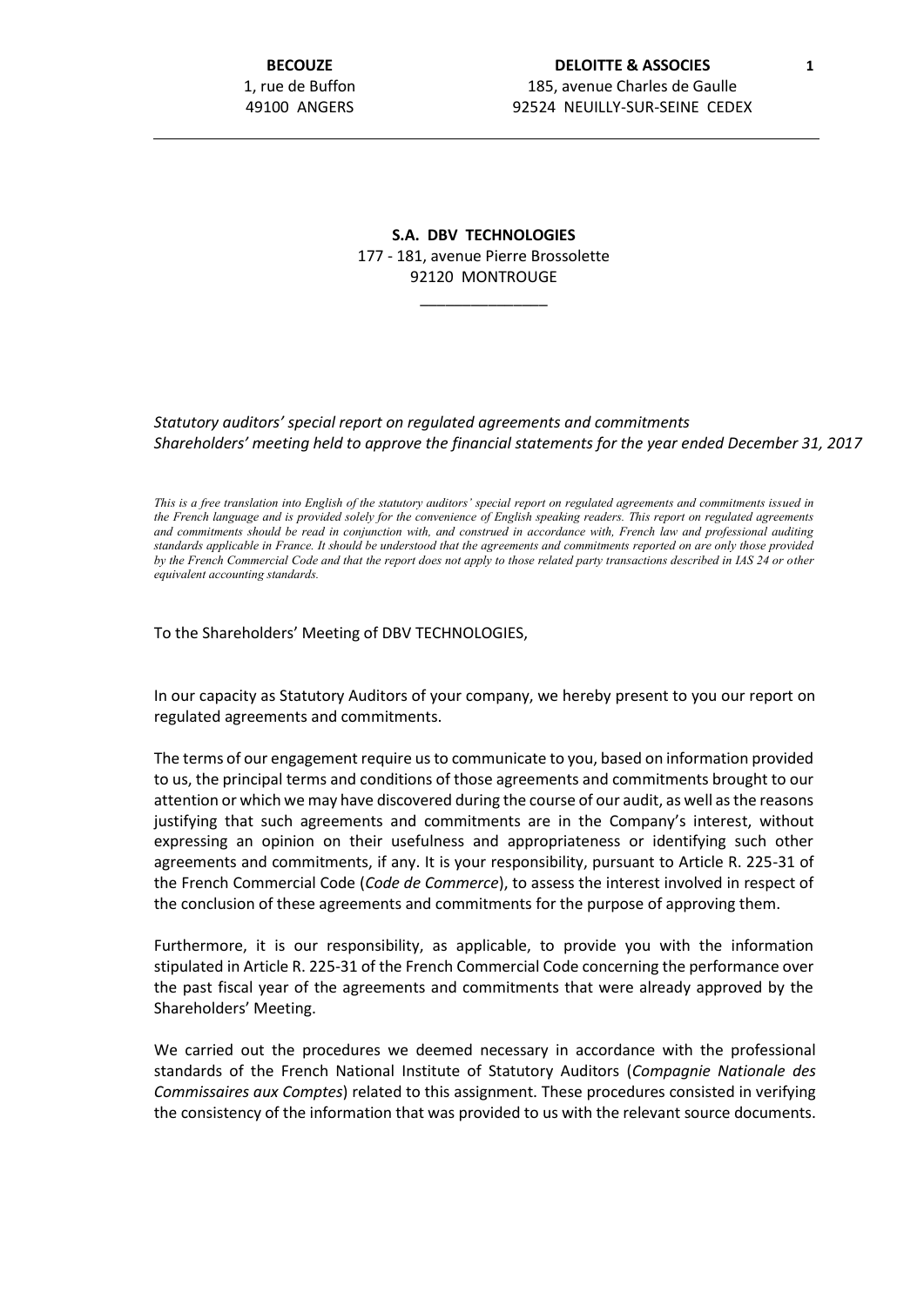**BECOUZE**
1, rue de Buffon
49100 ANGERS

**DELOITTE & ASSOCIES**
185, avenue Charles de Gaulle
92524 NEUILLY-SUR-SEINE CEDEX

**S.A. DBV TECHNOLOGIES**
177 - 181, avenue Pierre Brossolette
92120 MONTROUGE

---

*Statutory auditors' special report on regulated agreements and commitments*
*Shareholders' meeting held to approve the financial statements for the year ended December 31, 2017*

*This is a free translation into English of the statutory auditors' special report on regulated agreements and commitments issued in the French language and is provided solely for the convenience of English speaking readers. This report on regulated agreements and commitments should be read in conjunction with, and construed in accordance with, French law and professional auditing standards applicable in France. It should be understood that the agreements and commitments reported on are only those provided by the French Commercial Code and that the report does not apply to those related party transactions described in IAS 24 or other equivalent accounting standards.*

To the Shareholders' Meeting of DBV TECHNOLOGIES,

In our capacity as Statutory Auditors of your company, we hereby present to you our report on regulated agreements and commitments.

The terms of our engagement require us to communicate to you, based on information provided to us, the principal terms and conditions of those agreements and commitments brought to our attention or which we may have discovered during the course of our audit, as well as the reasons justifying that such agreements and commitments are in the Company's interest, without expressing an opinion on their usefulness and appropriateness or identifying such other agreements and commitments, if any. It is your responsibility, pursuant to Article R. 225-31 of the French Commercial Code (*Code de Commerce*), to assess the interest involved in respect of the conclusion of these agreements and commitments for the purpose of approving them.

Furthermore, it is our responsibility, as applicable, to provide you with the information stipulated in Article R. 225-31 of the French Commercial Code concerning the performance over the past fiscal year of the agreements and commitments that were already approved by the Shareholders' Meeting.

We carried out the procedures we deemed necessary in accordance with the professional standards of the French National Institute of Statutory Auditors (*Compagnie Nationale des Commissaires aux Comptes*) related to this assignment. These procedures consisted in verifying the consistency of the information that was provided to us with the relevant source documents.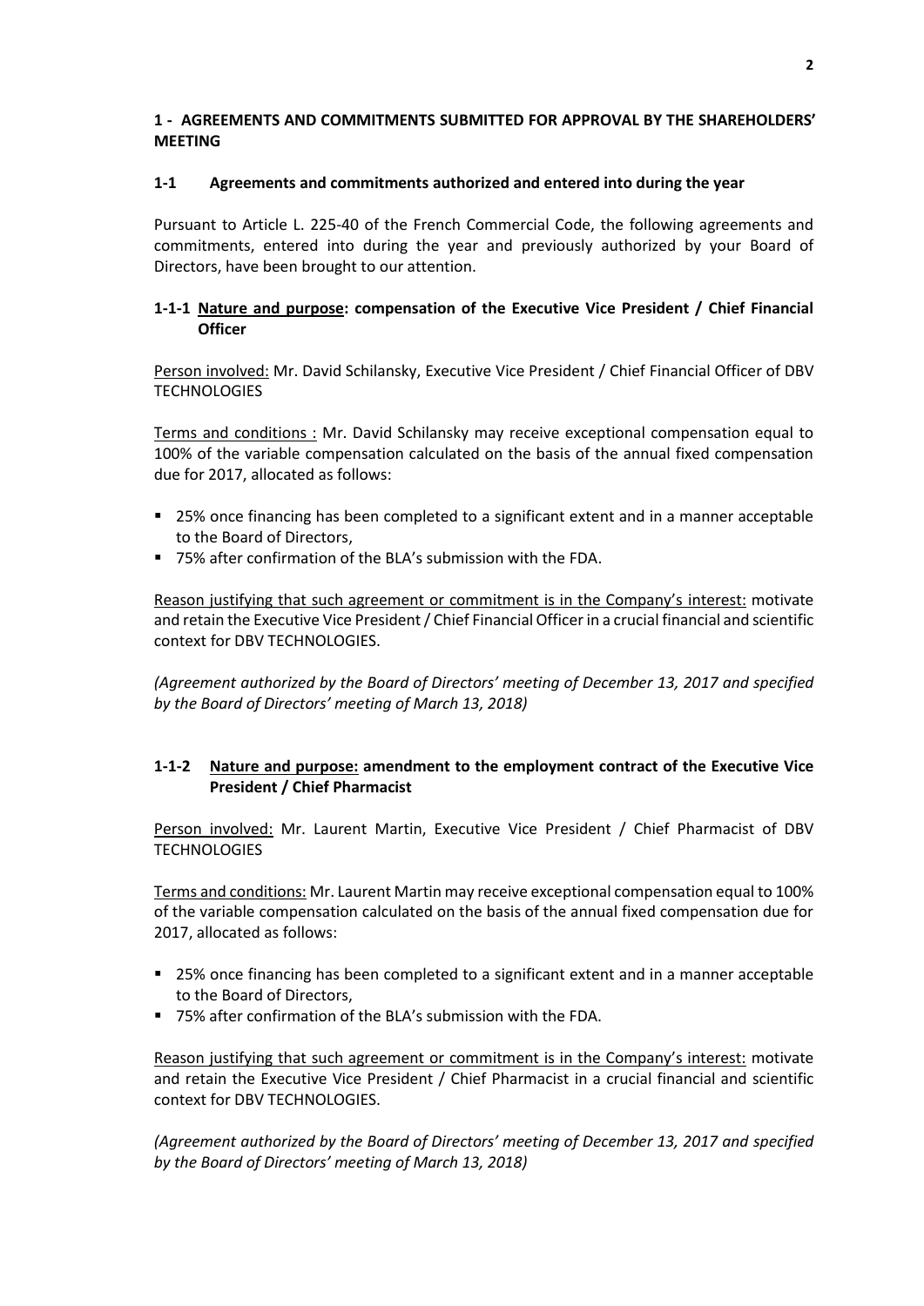## 1 - AGREEMENTS AND COMMITMENTS SUBMITTED FOR APPROVAL BY THE SHAREHOLDERS' MEETING

### 1-1 Agreements and commitments authorized and entered into during the year

Pursuant to Article L. 225-40 of the French Commercial Code, the following agreements and commitments, entered into during the year and previously authorized by your Board of Directors, have been brought to our attention.

#### 1-1-1 Nature and purpose: compensation of the Executive Vice President / Chief Financial Officer

Person involved: Mr. David Schilansky, Executive Vice President / Chief Financial Officer of DBV TECHNOLOGIES

Terms and conditions : Mr. David Schilansky may receive exceptional compensation equal to 100% of the variable compensation calculated on the basis of the annual fixed compensation due for 2017, allocated as follows:

- 25% once financing has been completed to a significant extent and in a manner acceptable to the Board of Directors,
- 75% after confirmation of the BLA's submission with the FDA.

Reason justifying that such agreement or commitment is in the Company's interest: motivate and retain the Executive Vice President / Chief Financial Officer in a crucial financial and scientific context for DBV TECHNOLOGIES.

*(Agreement authorized by the Board of Directors' meeting of December 13, 2017 and specified by the Board of Directors' meeting of March 13, 2018)*

#### 1-1-2 Nature and purpose: amendment to the employment contract of the Executive Vice President / Chief Pharmacist

Person involved: Mr. Laurent Martin, Executive Vice President / Chief Pharmacist of DBV TECHNOLOGIES

Terms and conditions: Mr. Laurent Martin may receive exceptional compensation equal to 100% of the variable compensation calculated on the basis of the annual fixed compensation due for 2017, allocated as follows:

- 25% once financing has been completed to a significant extent and in a manner acceptable to the Board of Directors,
- 75% after confirmation of the BLA's submission with the FDA.

Reason justifying that such agreement or commitment is in the Company's interest: motivate and retain the Executive Vice President / Chief Pharmacist in a crucial financial and scientific context for DBV TECHNOLOGIES.

*(Agreement authorized by the Board of Directors' meeting of December 13, 2017 and specified by the Board of Directors' meeting of March 13, 2018)*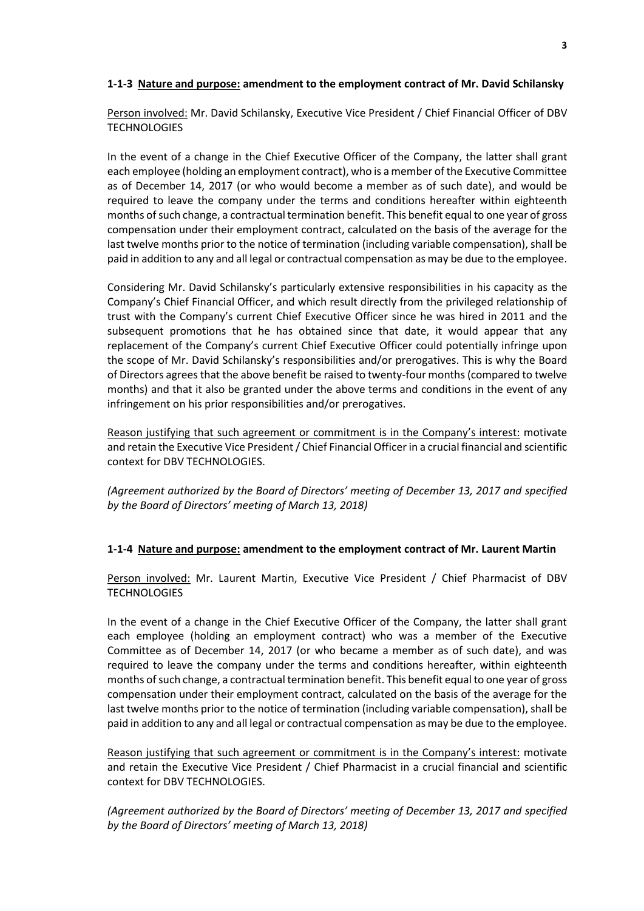#### 1-1-3 **Nature and purpose: amendment to the employment contract of Mr. David Schilansky**

Person involved: Mr. David Schilansky, Executive Vice President / Chief Financial Officer of DBV TECHNOLOGIES

In the event of a change in the Chief Executive Officer of the Company, the latter shall grant each employee (holding an employment contract), who is a member of the Executive Committee as of December 14, 2017 (or who would become a member as of such date), and would be required to leave the company under the terms and conditions hereafter within eighteenth months of such change, a contractual termination benefit. This benefit equal to one year of gross compensation under their employment contract, calculated on the basis of the average for the last twelve months prior to the notice of termination (including variable compensation), shall be paid in addition to any and all legal or contractual compensation as may be due to the employee.

Considering Mr. David Schilansky's particularly extensive responsibilities in his capacity as the Company's Chief Financial Officer, and which result directly from the privileged relationship of trust with the Company's current Chief Executive Officer since he was hired in 2011 and the subsequent promotions that he has obtained since that date, it would appear that any replacement of the Company's current Chief Executive Officer could potentially infringe upon the scope of Mr. David Schilansky's responsibilities and/or prerogatives. This is why the Board of Directors agrees that the above benefit be raised to twenty-four months (compared to twelve months) and that it also be granted under the above terms and conditions in the event of any infringement on his prior responsibilities and/or prerogatives.

Reason justifying that such agreement or commitment is in the Company's interest: motivate and retain the Executive Vice President / Chief Financial Officer in a crucial financial and scientific context for DBV TECHNOLOGIES.

*(Agreement authorized by the Board of Directors' meeting of December 13, 2017 and specified by the Board of Directors' meeting of March 13, 2018)*

#### 1-1-4 **Nature and purpose: amendment to the employment contract of Mr. Laurent Martin**

Person involved: Mr. Laurent Martin, Executive Vice President / Chief Pharmacist of DBV TECHNOLOGIES

In the event of a change in the Chief Executive Officer of the Company, the latter shall grant each employee (holding an employment contract) who was a member of the Executive Committee as of December 14, 2017 (or who became a member as of such date), and was required to leave the company under the terms and conditions hereafter, within eighteenth months of such change, a contractual termination benefit. This benefit equal to one year of gross compensation under their employment contract, calculated on the basis of the average for the last twelve months prior to the notice of termination (including variable compensation), shall be paid in addition to any and all legal or contractual compensation as may be due to the employee.

Reason justifying that such agreement or commitment is in the Company's interest: motivate and retain the Executive Vice President / Chief Pharmacist in a crucial financial and scientific context for DBV TECHNOLOGIES.

*(Agreement authorized by the Board of Directors' meeting of December 13, 2017 and specified by the Board of Directors' meeting of March 13, 2018)*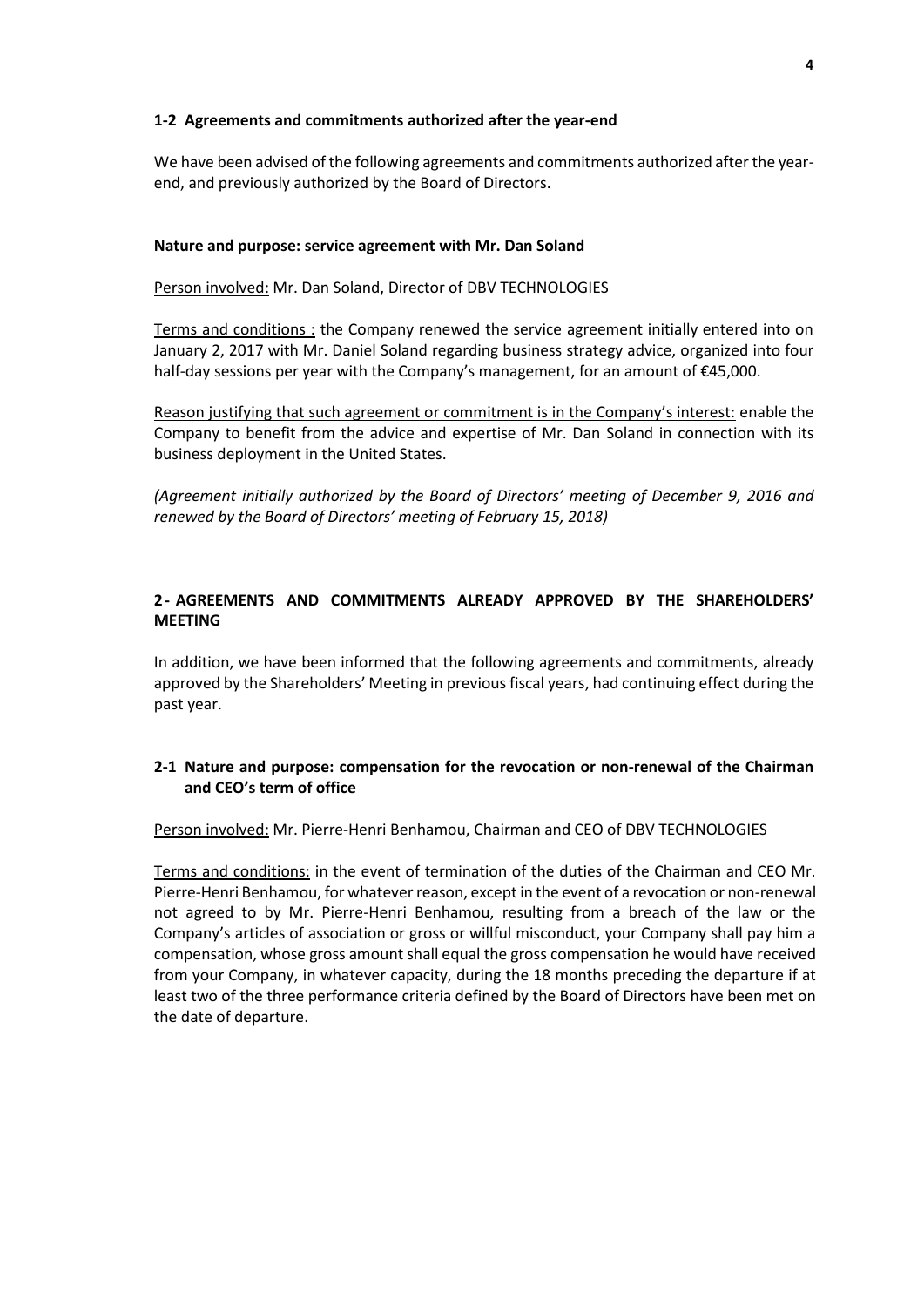#### 1-2 Agreements and commitments authorized after the year-end

We have been advised of the following agreements and commitments authorized after the year-end, and previously authorized by the Board of Directors.

**Nature and purpose: service agreement with Mr. Dan Soland**

Person involved: Mr. Dan Soland, Director of DBV TECHNOLOGIES

Terms and conditions : the Company renewed the service agreement initially entered into on January 2, 2017 with Mr. Daniel Soland regarding business strategy advice, organized into four half-day sessions per year with the Company's management, for an amount of €45,000.

Reason justifying that such agreement or commitment is in the Company's interest: enable the Company to benefit from the advice and expertise of Mr. Dan Soland in connection with its business deployment in the United States.

*(Agreement initially authorized by the Board of Directors' meeting of December 9, 2016 and renewed by the Board of Directors' meeting of February 15, 2018)*

### 2 - AGREEMENTS AND COMMITMENTS ALREADY APPROVED BY THE SHAREHOLDERS' MEETING

In addition, we have been informed that the following agreements and commitments, already approved by the Shareholders' Meeting in previous fiscal years, had continuing effect during the past year.

#### 2-1 Nature and purpose: compensation for the revocation or non-renewal of the Chairman and CEO's term of office

Person involved: Mr. Pierre-Henri Benhamou, Chairman and CEO of DBV TECHNOLOGIES

Terms and conditions: in the event of termination of the duties of the Chairman and CEO Mr. Pierre-Henri Benhamou, for whatever reason, except in the event of a revocation or non-renewal not agreed to by Mr. Pierre-Henri Benhamou, resulting from a breach of the law or the Company's articles of association or gross or willful misconduct, your Company shall pay him a compensation, whose gross amount shall equal the gross compensation he would have received from your Company, in whatever capacity, during the 18 months preceding the departure if at least two of the three performance criteria defined by the Board of Directors have been met on the date of departure.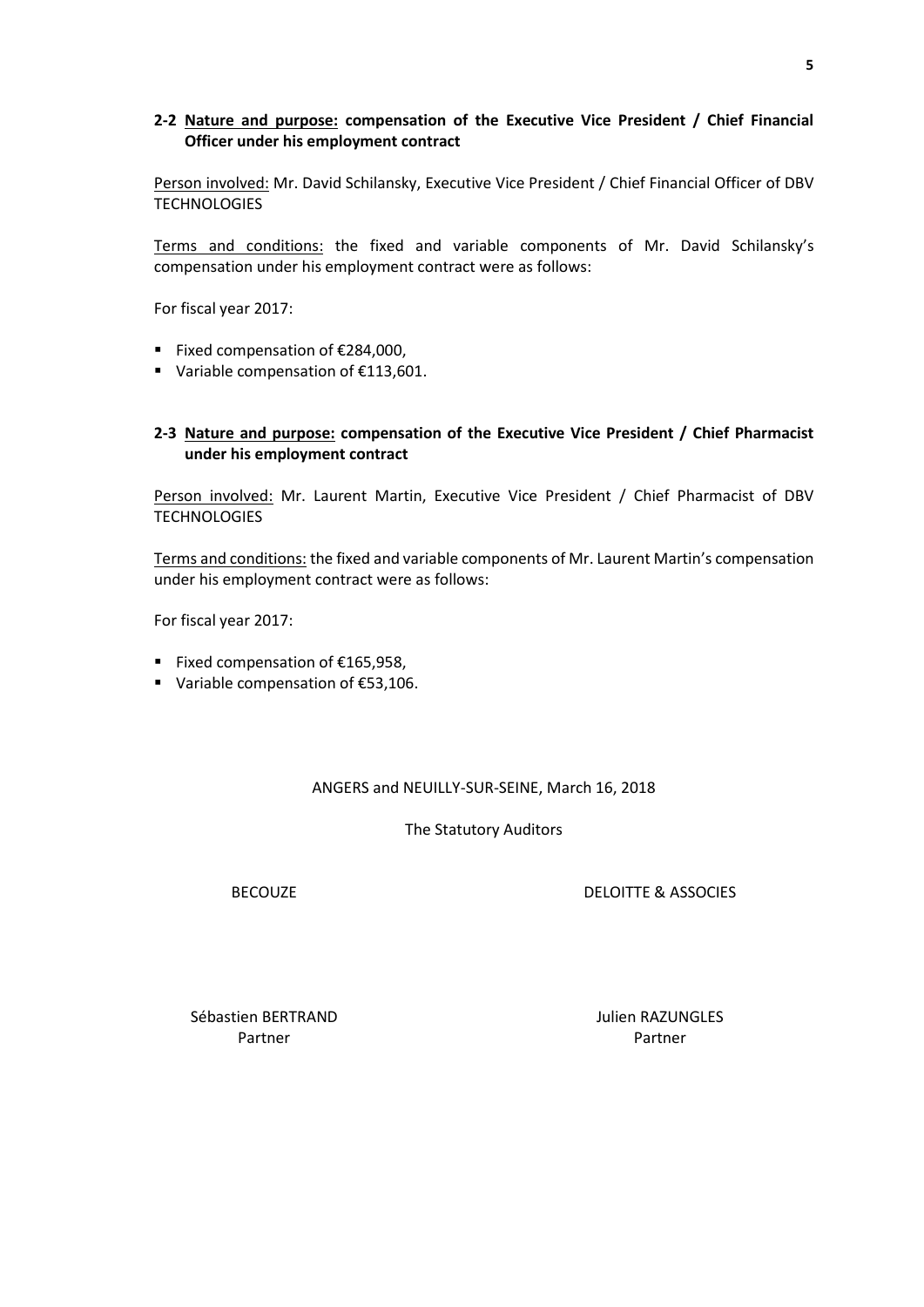**2-2 Nature and purpose: compensation of the Executive Vice President / Chief Financial Officer under his employment contract**

Person involved: Mr. David Schilansky, Executive Vice President / Chief Financial Officer of DBV TECHNOLOGIES

Terms and conditions: the fixed and variable components of Mr. David Schilansky's compensation under his employment contract were as follows:

For fiscal year 2017:

- Fixed compensation of €284,000,
- Variable compensation of €113,601.

**2-3 Nature and purpose: compensation of the Executive Vice President / Chief Pharmacist under his employment contract**

Person involved: Mr. Laurent Martin, Executive Vice President / Chief Pharmacist of DBV TECHNOLOGIES

Terms and conditions: the fixed and variable components of Mr. Laurent Martin's compensation under his employment contract were as follows:

For fiscal year 2017:

- Fixed compensation of €165,958,
- Variable compensation of €53,106.

ANGERS and NEUILLY-SUR-SEINE, March 16, 2018

The Statutory Auditors

| BECOUZE | DELOITTE & ASSOCIES |
|---|---|
| Sébastien BERTRAND | Julien RAZUNGLES |
| Partner | Partner |